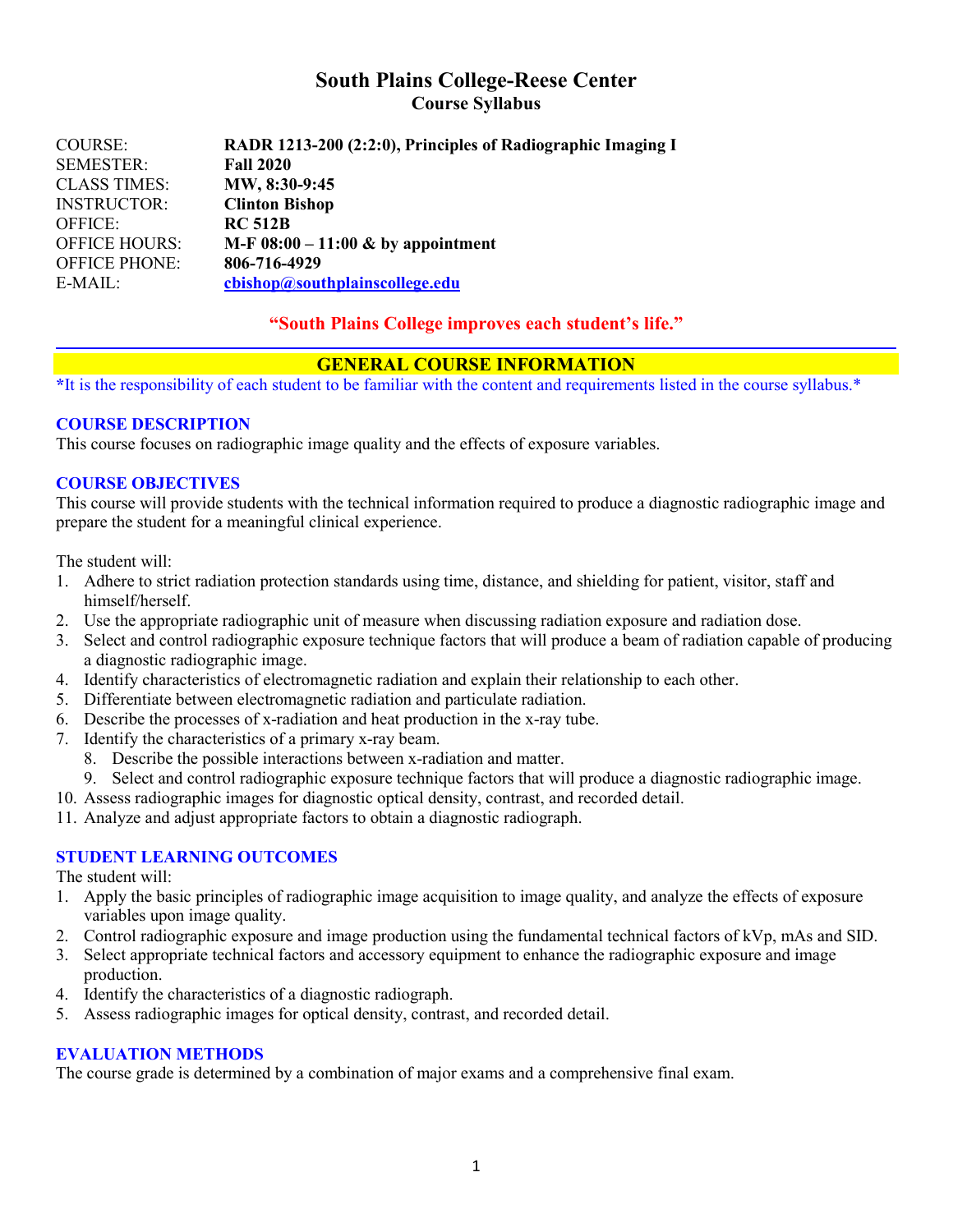# South Plains College-Reese Center
## Course Syllabus

| | |
|---|---|
| COURSE: | **RADR 1213-200 (2:2:0), Principles of Radiographic Imaging I** |
| SEMESTER: | **Fall 2020** |
| CLASS TIMES: | **MW, 8:30-9:45** |
| INSTRUCTOR: | **Clinton Bishop** |
| OFFICE: | **RC 512B** |
| OFFICE HOURS: | **M-F 08:00 – 11:00 & by appointment** |
| OFFICE PHONE: | **806-716-4929** |
| E-MAIL: | **cbishop@southplainscollege.edu** |

**"South Plains College improves each student's life."**

## GENERAL COURSE INFORMATION

**\*It is the responsibility of each student to be familiar with the content and requirements listed in the course syllabus.\***

### COURSE DESCRIPTION

This course focuses on radiographic image quality and the effects of exposure variables.

### COURSE OBJECTIVES

This course will provide students with the technical information required to produce a diagnostic radiographic image and prepare the student for a meaningful clinical experience.

The student will:

1. Adhere to strict radiation protection standards using time, distance, and shielding for patient, visitor, staff and himself/herself.
2. Use the appropriate radiographic unit of measure when discussing radiation exposure and radiation dose.
3. Select and control radiographic exposure technique factors that will produce a beam of radiation capable of producing a diagnostic radiographic image.
4. Identify characteristics of electromagnetic radiation and explain their relationship to each other.
5. Differentiate between electromagnetic radiation and particulate radiation.
6. Describe the processes of x-radiation and heat production in the x-ray tube.
7. Identify the characteristics of a primary x-ray beam.
8. Describe the possible interactions between x-radiation and matter.
9. Select and control radiographic exposure technique factors that will produce a diagnostic radiographic image.
10. Assess radiographic images for diagnostic optical density, contrast, and recorded detail.
11. Analyze and adjust appropriate factors to obtain a diagnostic radiograph.

### STUDENT LEARNING OUTCOMES

The student will:

1. Apply the basic principles of radiographic image acquisition to image quality, and analyze the effects of exposure variables upon image quality.
2. Control radiographic exposure and image production using the fundamental technical factors of kVp, mAs and SID.
3. Select appropriate technical factors and accessory equipment to enhance the radiographic exposure and image production.
4. Identify the characteristics of a diagnostic radiograph.
5. Assess radiographic images for optical density, contrast, and recorded detail.

### EVALUATION METHODS

The course grade is determined by a combination of major exams and a comprehensive final exam.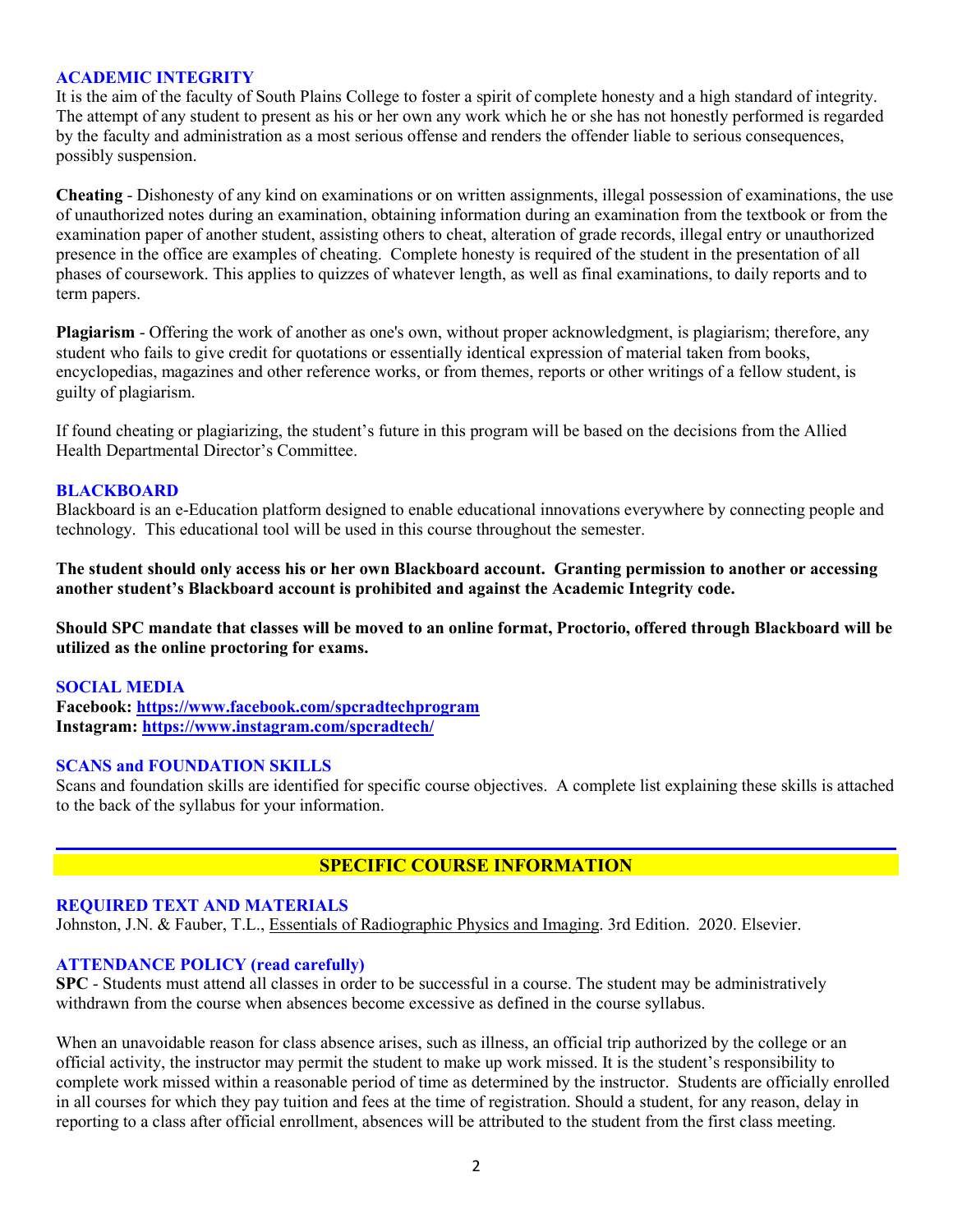### ACADEMIC INTEGRITY

It is the aim of the faculty of South Plains College to foster a spirit of complete honesty and a high standard of integrity. The attempt of any student to present as his or her own any work which he or she has not honestly performed is regarded by the faculty and administration as a most serious offense and renders the offender liable to serious consequences, possibly suspension.

**Cheating** - Dishonesty of any kind on examinations or on written assignments, illegal possession of examinations, the use of unauthorized notes during an examination, obtaining information during an examination from the textbook or from the examination paper of another student, assisting others to cheat, alteration of grade records, illegal entry or unauthorized presence in the office are examples of cheating. Complete honesty is required of the student in the presentation of all phases of coursework. This applies to quizzes of whatever length, as well as final examinations, to daily reports and to term papers.

**Plagiarism** - Offering the work of another as one's own, without proper acknowledgment, is plagiarism; therefore, any student who fails to give credit for quotations or essentially identical expression of material taken from books, encyclopedias, magazines and other reference works, or from themes, reports or other writings of a fellow student, is guilty of plagiarism.

If found cheating or plagiarizing, the student's future in this program will be based on the decisions from the Allied Health Departmental Director's Committee.

### BLACKBOARD

Blackboard is an e-Education platform designed to enable educational innovations everywhere by connecting people and technology. This educational tool will be used in this course throughout the semester.

**The student should only access his or her own Blackboard account. Granting permission to another or accessing another student's Blackboard account is prohibited and against the Academic Integrity code.**

**Should SPC mandate that classes will be moved to an online format, Proctorio, offered through Blackboard will be utilized as the online proctoring for exams.**

### SOCIAL MEDIA

**Facebook: https://www.facebook.com/spcradtechprogram**
**Instagram: https://www.instagram.com/spcradtech/**

### SCANS and FOUNDATION SKILLS

Scans and foundation skills are identified for specific course objectives. A complete list explaining these skills is attached to the back of the syllabus for your information.

## SPECIFIC COURSE INFORMATION

### REQUIRED TEXT AND MATERIALS

Johnston, J.N. & Fauber, T.L., Essentials of Radiographic Physics and Imaging. 3rd Edition. 2020. Elsevier.

### ATTENDANCE POLICY (read carefully)

**SPC** - Students must attend all classes in order to be successful in a course. The student may be administratively withdrawn from the course when absences become excessive as defined in the course syllabus.

When an unavoidable reason for class absence arises, such as illness, an official trip authorized by the college or an official activity, the instructor may permit the student to make up work missed. It is the student's responsibility to complete work missed within a reasonable period of time as determined by the instructor. Students are officially enrolled in all courses for which they pay tuition and fees at the time of registration. Should a student, for any reason, delay in reporting to a class after official enrollment, absences will be attributed to the student from the first class meeting.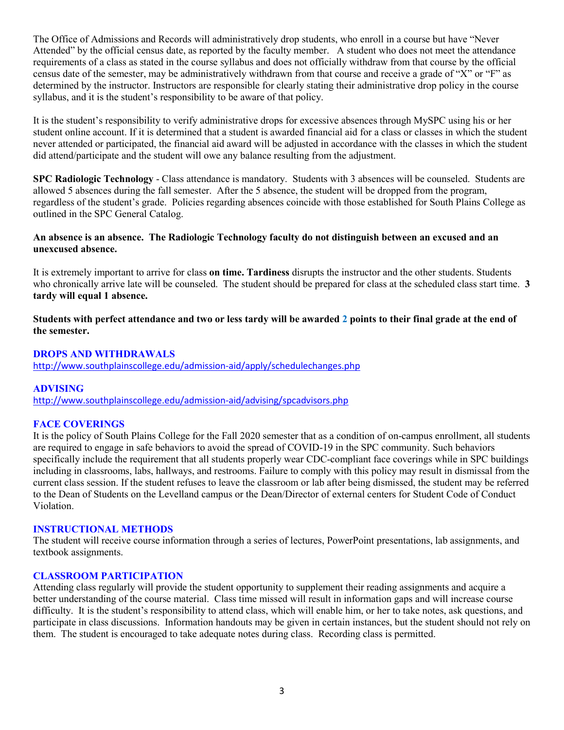The Office of Admissions and Records will administratively drop students, who enroll in a course but have "Never Attended" by the official census date, as reported by the faculty member. A student who does not meet the attendance requirements of a class as stated in the course syllabus and does not officially withdraw from that course by the official census date of the semester, may be administratively withdrawn from that course and receive a grade of "X" or "F" as determined by the instructor. Instructors are responsible for clearly stating their administrative drop policy in the course syllabus, and it is the student's responsibility to be aware of that policy.

It is the student's responsibility to verify administrative drops for excessive absences through MySPC using his or her student online account. If it is determined that a student is awarded financial aid for a class or classes in which the student never attended or participated, the financial aid award will be adjusted in accordance with the classes in which the student did attend/participate and the student will owe any balance resulting from the adjustment.

**SPC Radiologic Technology** - Class attendance is mandatory. Students with 3 absences will be counseled. Students are allowed 5 absences during the fall semester. After the 5 absence, the student will be dropped from the program, regardless of the student's grade. Policies regarding absences coincide with those established for South Plains College as outlined in the SPC General Catalog.

**An absence is an absence. The Radiologic Technology faculty do not distinguish between an excused and an unexcused absence.**

It is extremely important to arrive for class **on time. Tardiness** disrupts the instructor and the other students. Students who chronically arrive late will be counseled. The student should be prepared for class at the scheduled class start time. **3 tardy will equal 1 absence.**

**Students with perfect attendance and two or less tardy will be awarded 2 points to their final grade at the end of the semester.**

## DROPS AND WITHDRAWALS

http://www.southplainscollege.edu/admission-aid/apply/schedulechanges.php

## ADVISING

http://www.southplainscollege.edu/admission-aid/advising/spcadvisors.php

## FACE COVERINGS

It is the policy of South Plains College for the Fall 2020 semester that as a condition of on-campus enrollment, all students are required to engage in safe behaviors to avoid the spread of COVID-19 in the SPC community. Such behaviors specifically include the requirement that all students properly wear CDC-compliant face coverings while in SPC buildings including in classrooms, labs, hallways, and restrooms. Failure to comply with this policy may result in dismissal from the current class session. If the student refuses to leave the classroom or lab after being dismissed, the student may be referred to the Dean of Students on the Levelland campus or the Dean/Director of external centers for Student Code of Conduct Violation.

## INSTRUCTIONAL METHODS

The student will receive course information through a series of lectures, PowerPoint presentations, lab assignments, and textbook assignments.

## CLASSROOM PARTICIPATION

Attending class regularly will provide the student opportunity to supplement their reading assignments and acquire a better understanding of the course material. Class time missed will result in information gaps and will increase course difficulty. It is the student's responsibility to attend class, which will enable him, or her to take notes, ask questions, and participate in class discussions. Information handouts may be given in certain instances, but the student should not rely on them. The student is encouraged to take adequate notes during class. Recording class is permitted.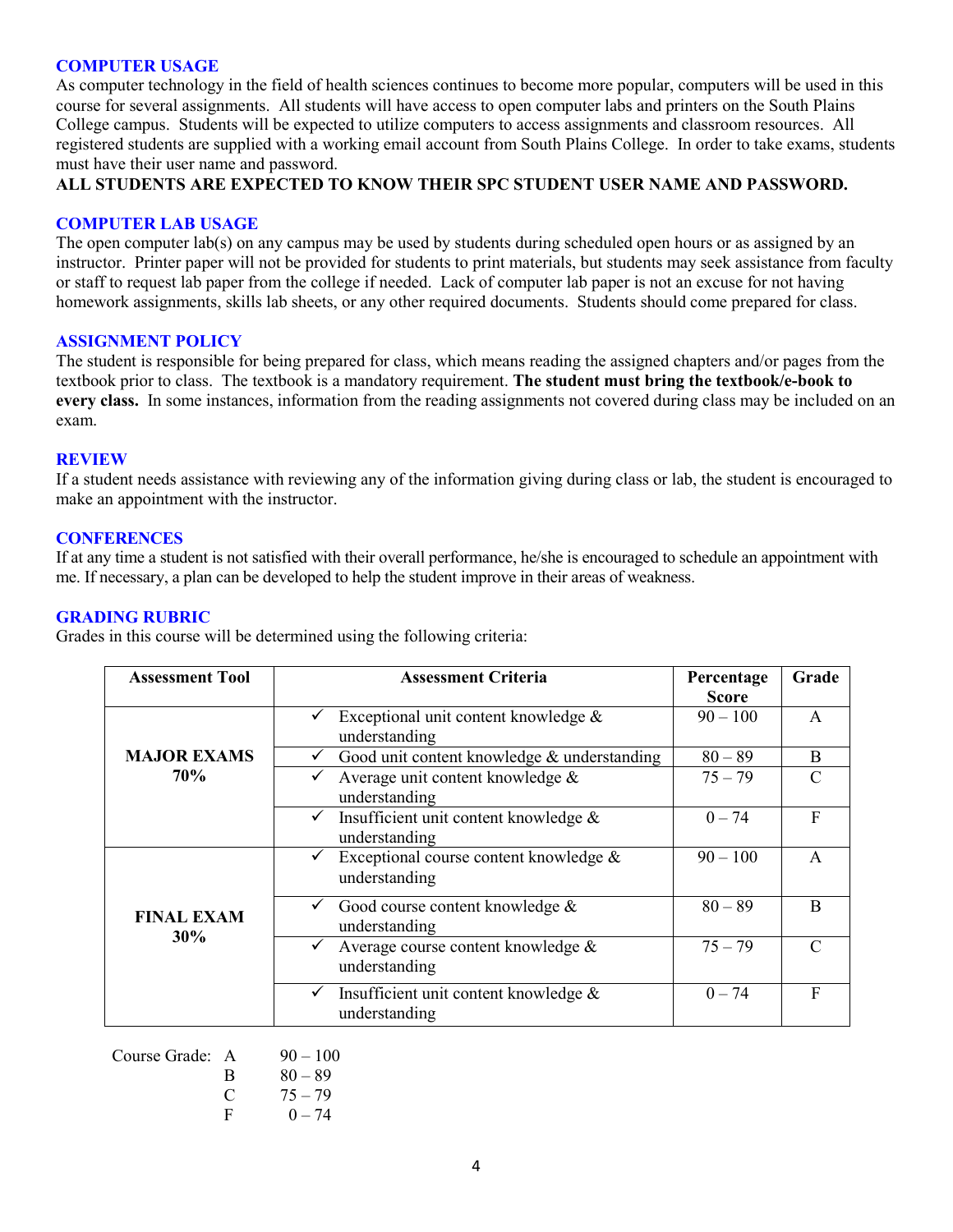### COMPUTER USAGE

As computer technology in the field of health sciences continues to become more popular, computers will be used in this course for several assignments. All students will have access to open computer labs and printers on the South Plains College campus. Students will be expected to utilize computers to access assignments and classroom resources. All registered students are supplied with a working email account from South Plains College. In order to take exams, students must have their user name and password.

**ALL STUDENTS ARE EXPECTED TO KNOW THEIR SPC STUDENT USER NAME AND PASSWORD.**

### COMPUTER LAB USAGE

The open computer lab(s) on any campus may be used by students during scheduled open hours or as assigned by an instructor. Printer paper will not be provided for students to print materials, but students may seek assistance from faculty or staff to request lab paper from the college if needed. Lack of computer lab paper is not an excuse for not having homework assignments, skills lab sheets, or any other required documents. Students should come prepared for class.

### ASSIGNMENT POLICY

The student is responsible for being prepared for class, which means reading the assigned chapters and/or pages from the textbook prior to class. The textbook is a mandatory requirement. **The student must bring the textbook/e-book to every class.** In some instances, information from the reading assignments not covered during class may be included on an exam.

### REVIEW

If a student needs assistance with reviewing any of the information giving during class or lab, the student is encouraged to make an appointment with the instructor.

### CONFERENCES

If at any time a student is not satisfied with their overall performance, he/she is encouraged to schedule an appointment with me. If necessary, a plan can be developed to help the student improve in their areas of weakness.

### GRADING RUBRIC

Grades in this course will be determined using the following criteria:

| Assessment Tool | Assessment Criteria | Percentage Score | Grade |
|---|---|---|---|
| **MAJOR EXAMS 70%** | ✓ Exceptional unit content knowledge & understanding | 90 – 100 | A |
| | ✓ Good unit content knowledge & understanding | 80 – 89 | B |
| | ✓ Average unit content knowledge & understanding | 75 – 79 | C |
| | ✓ Insufficient unit content knowledge & understanding | 0 – 74 | F |
| **FINAL EXAM 30%** | ✓ Exceptional course content knowledge & understanding | 90 – 100 | A |
| | ✓ Good course content knowledge & understanding | 80 – 89 | B |
| | ✓ Average course content knowledge & understanding | 75 – 79 | C |
| | ✓ Insufficient unit content knowledge & understanding | 0 – 74 | F |

Course Grade:

| | |
|---|---|
| A | 90 – 100 |
| B | 80 – 89 |
| C | 75 – 79 |
| F | 0 – 74 |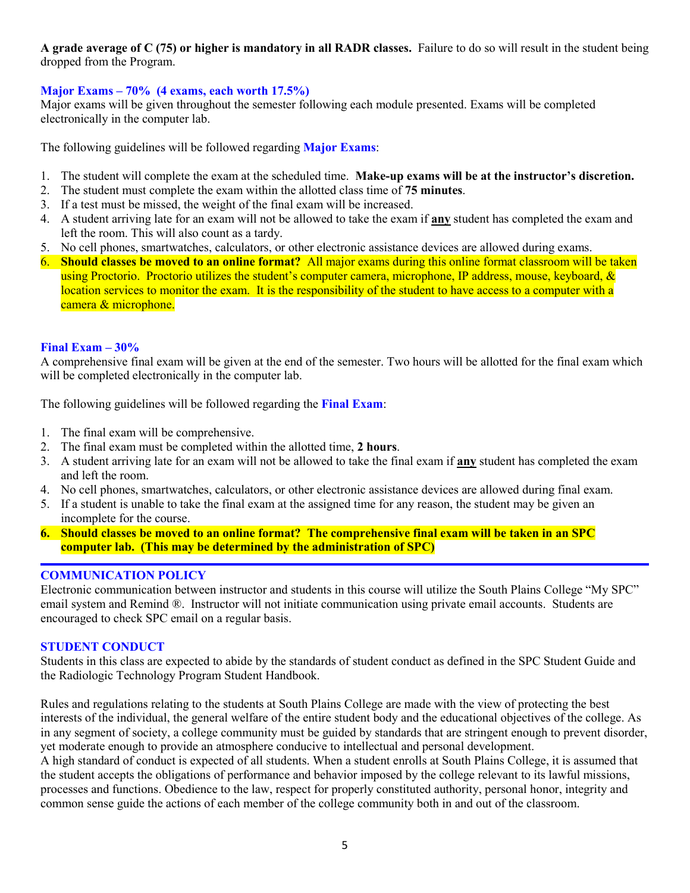**A grade average of C (75) or higher is mandatory in all RADR classes.** Failure to do so will result in the student being dropped from the Program.

### Major Exams – 70% (4 exams, each worth 17.5%)

Major exams will be given throughout the semester following each module presented. Exams will be completed electronically in the computer lab.

The following guidelines will be followed regarding **Major Exams**:

1. The student will complete the exam at the scheduled time. **Make-up exams will be at the instructor's discretion.**
2. The student must complete the exam within the allotted class time of **75 minutes**.
3. If a test must be missed, the weight of the final exam will be increased.
4. A student arriving late for an exam will not be allowed to take the exam if **any** student has completed the exam and left the room. This will also count as a tardy.
5. No cell phones, smartwatches, calculators, or other electronic assistance devices are allowed during exams.
6. **Should classes be moved to an online format?** All major exams during this online format classroom will be taken using Proctorio. Proctorio utilizes the student's computer camera, microphone, IP address, mouse, keyboard, & location services to monitor the exam. It is the responsibility of the student to have access to a computer with a camera & microphone.

### Final Exam – 30%

A comprehensive final exam will be given at the end of the semester. Two hours will be allotted for the final exam which will be completed electronically in the computer lab.

The following guidelines will be followed regarding the **Final Exam**:

1. The final exam will be comprehensive.
2. The final exam must be completed within the allotted time, **2 hours**.
3. A student arriving late for an exam will not be allowed to take the final exam if **any** student has completed the exam and left the room.
4. No cell phones, smartwatches, calculators, or other electronic assistance devices are allowed during final exam.
5. If a student is unable to take the final exam at the assigned time for any reason, the student may be given an incomplete for the course.
6. **Should classes be moved to an online format? The comprehensive final exam will be taken in an SPC computer lab. (This may be determined by the administration of SPC)**

## COMMUNICATION POLICY

Electronic communication between instructor and students in this course will utilize the South Plains College "My SPC" email system and Remind ®. Instructor will not initiate communication using private email accounts. Students are encouraged to check SPC email on a regular basis.

## STUDENT CONDUCT

Students in this class are expected to abide by the standards of student conduct as defined in the SPC Student Guide and the Radiologic Technology Program Student Handbook.

Rules and regulations relating to the students at South Plains College are made with the view of protecting the best interests of the individual, the general welfare of the entire student body and the educational objectives of the college. As in any segment of society, a college community must be guided by standards that are stringent enough to prevent disorder, yet moderate enough to provide an atmosphere conducive to intellectual and personal development.

A high standard of conduct is expected of all students. When a student enrolls at South Plains College, it is assumed that the student accepts the obligations of performance and behavior imposed by the college relevant to its lawful missions, processes and functions. Obedience to the law, respect for properly constituted authority, personal honor, integrity and common sense guide the actions of each member of the college community both in and out of the classroom.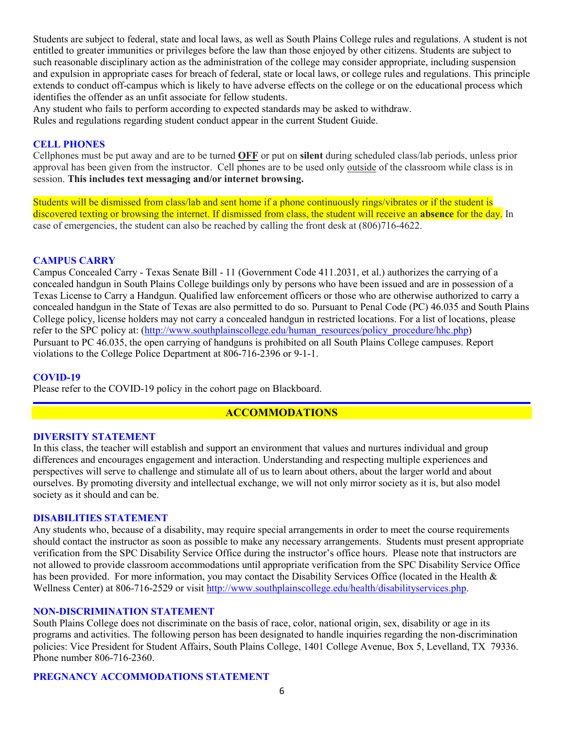Students are subject to federal, state and local laws, as well as South Plains College rules and regulations. A student is not entitled to greater immunities or privileges before the law than those enjoyed by other citizens. Students are subject to such reasonable disciplinary action as the administration of the college may consider appropriate, including suspension and expulsion in appropriate cases for breach of federal, state or local laws, or college rules and regulations. This principle extends to conduct off-campus which is likely to have adverse effects on the college or on the educational process which identifies the offender as an unfit associate for fellow students.
Any student who fails to perform according to expected standards may be asked to withdraw.
Rules and regulations regarding student conduct appear in the current Student Guide.

### CELL PHONES

Cellphones must be put away and are to be turned **OFF** or put on **silent** during scheduled class/lab periods, unless prior approval has been given from the instructor. Cell phones are to be used only outside of the classroom while class is in session. **This includes text messaging and/or internet browsing.**

Students will be dismissed from class/lab and sent home if a phone continuously rings/vibrates or if the student is discovered texting or browsing the internet. If dismissed from class, the student will receive an **absence** for the day. In case of emergencies, the student can also be reached by calling the front desk at (806)716-4622.

### CAMPUS CARRY

Campus Concealed Carry - Texas Senate Bill - 11 (Government Code 411.2031, et al.) authorizes the carrying of a concealed handgun in South Plains College buildings only by persons who have been issued and are in possession of a Texas License to Carry a Handgun. Qualified law enforcement officers or those who are otherwise authorized to carry a concealed handgun in the State of Texas are also permitted to do so. Pursuant to Penal Code (PC) 46.035 and South Plains College policy, license holders may not carry a concealed handgun in restricted locations. For a list of locations, please refer to the SPC policy at: (http://www.southplainscollege.edu/human_resources/policy_procedure/hhc.php)
Pursuant to PC 46.035, the open carrying of handguns is prohibited on all South Plains College campuses. Report violations to the College Police Department at 806-716-2396 or 9-1-1.

### COVID-19

Please refer to the COVID-19 policy in the cohort page on Blackboard.

## ACCOMMODATIONS

### DIVERSITY STATEMENT

In this class, the teacher will establish and support an environment that values and nurtures individual and group differences and encourages engagement and interaction. Understanding and respecting multiple experiences and perspectives will serve to challenge and stimulate all of us to learn about others, about the larger world and about ourselves. By promoting diversity and intellectual exchange, we will not only mirror society as it is, but also model society as it should and can be.

### DISABILITIES STATEMENT

Any students who, because of a disability, may require special arrangements in order to meet the course requirements should contact the instructor as soon as possible to make any necessary arrangements. Students must present appropriate verification from the SPC Disability Service Office during the instructor's office hours. Please note that instructors are not allowed to provide classroom accommodations until appropriate verification from the SPC Disability Service Office has been provided. For more information, you may contact the Disability Services Office (located in the Health & Wellness Center) at 806-716-2529 or visit http://www.southplainscollege.edu/health/disabilityservices.php.

### NON-DISCRIMINATION STATEMENT

South Plains College does not discriminate on the basis of race, color, national origin, sex, disability or age in its programs and activities. The following person has been designated to handle inquiries regarding the non-discrimination policies: Vice President for Student Affairs, South Plains College, 1401 College Avenue, Box 5, Levelland, TX 79336. Phone number 806-716-2360.

### PREGNANCY ACCOMMODATIONS STATEMENT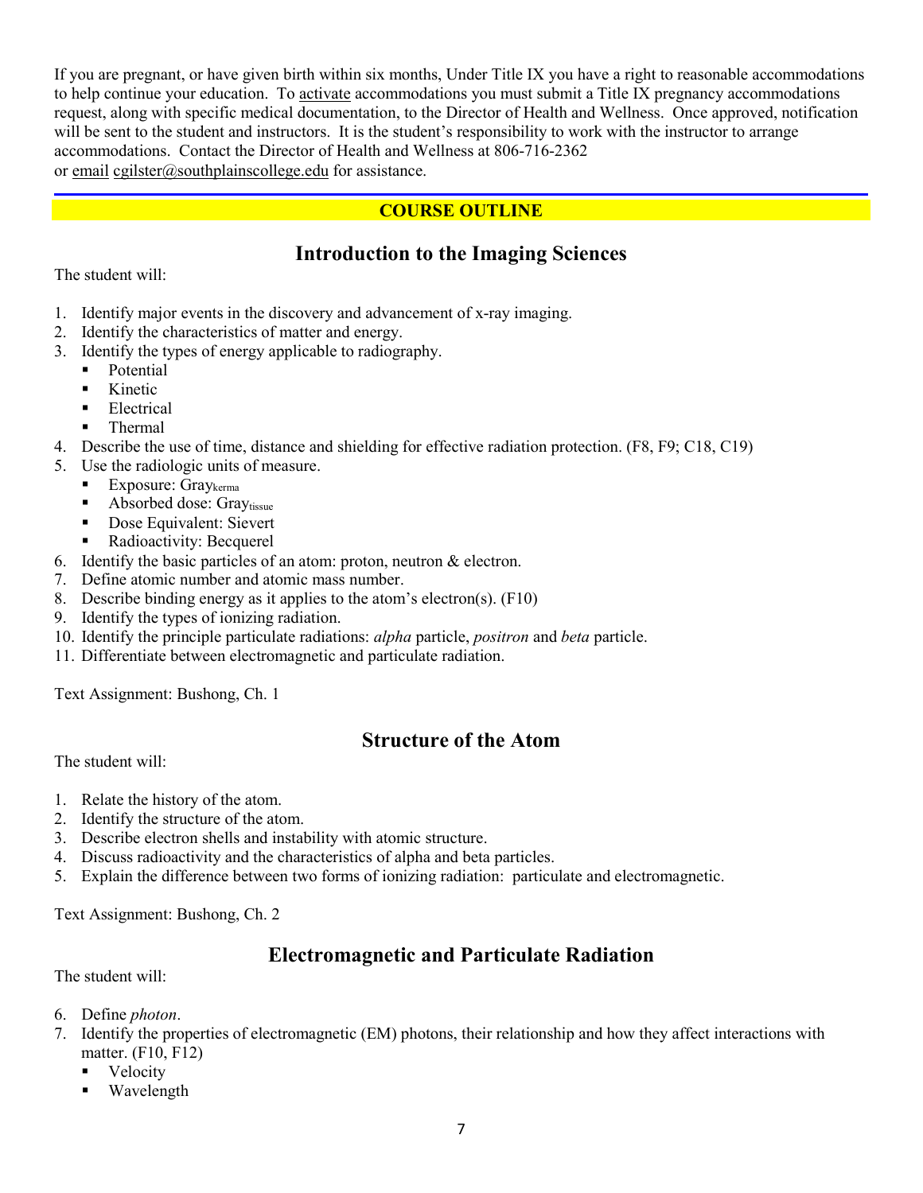If you are pregnant, or have given birth within six months, Under Title IX you have a right to reasonable accommodations to help continue your education. To activate accommodations you must submit a Title IX pregnancy accommodations request, along with specific medical documentation, to the Director of Health and Wellness. Once approved, notification will be sent to the student and instructors. It is the student's responsibility to work with the instructor to arrange accommodations. Contact the Director of Health and Wellness at 806-716-2362 or email cgilster@southplainscollege.edu for assistance.

---

**COURSE OUTLINE**

## Introduction to the Imaging Sciences

The student will:

1. Identify major events in the discovery and advancement of x-ray imaging.
2. Identify the characteristics of matter and energy.
3. Identify the types of energy applicable to radiography.
   - Potential
   - Kinetic
   - Electrical
   - Thermal
4. Describe the use of time, distance and shielding for effective radiation protection. (F8, F9; C18, C19)
5. Use the radiologic units of measure.
   - Exposure: $Gray_{kerma}$
   - Absorbed dose: $Gray_{tissue}$
   - Dose Equivalent: Sievert
   - Radioactivity: Becquerel
6. Identify the basic particles of an atom: proton, neutron & electron.
7. Define atomic number and atomic mass number.
8. Describe binding energy as it applies to the atom's electron(s). (F10)
9. Identify the types of ionizing radiation.
10. Identify the principle particulate radiations: *alpha* particle, *positron* and *beta* particle.
11. Differentiate between electromagnetic and particulate radiation.

Text Assignment: Bushong, Ch. 1

## Structure of the Atom

The student will:

1. Relate the history of the atom.
2. Identify the structure of the atom.
3. Describe electron shells and instability with atomic structure.
4. Discuss radioactivity and the characteristics of alpha and beta particles.
5. Explain the difference between two forms of ionizing radiation: particulate and electromagnetic.

Text Assignment: Bushong, Ch. 2

## Electromagnetic and Particulate Radiation

The student will:

6. Define *photon*.
7. Identify the properties of electromagnetic (EM) photons, their relationship and how they affect interactions with matter. (F10, F12)
   - Velocity
   - Wavelength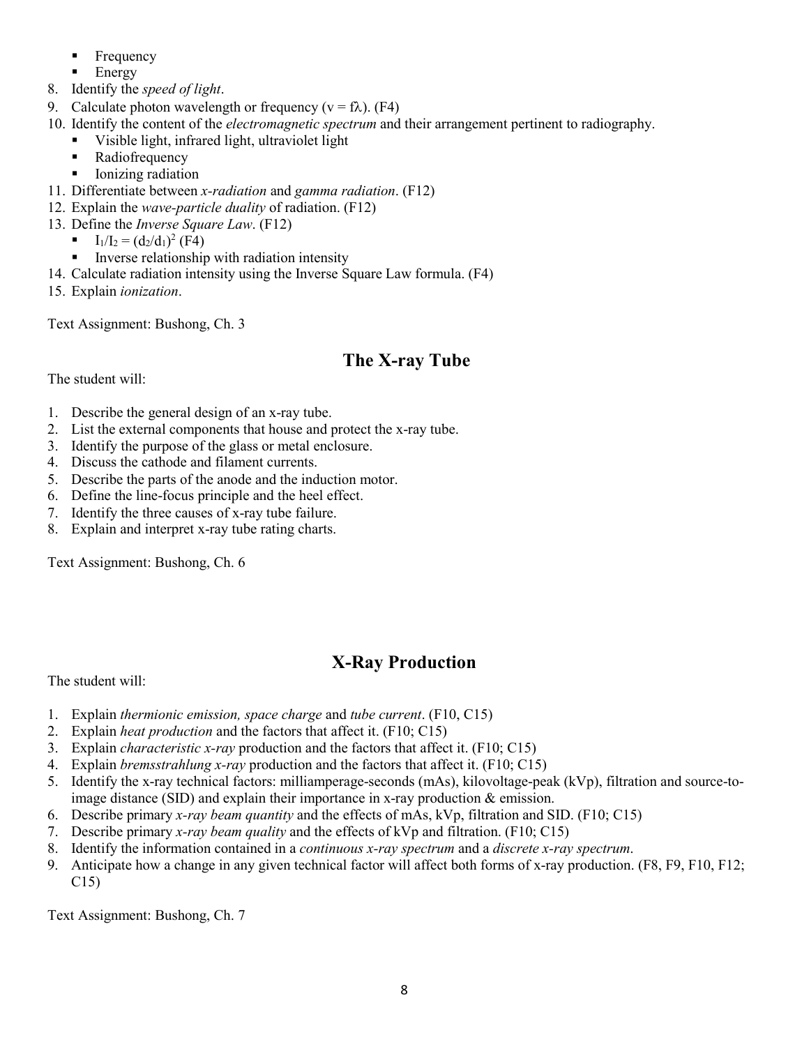- Frequency
- Energy

8. Identify the *speed of light*.
9. Calculate photon wavelength or frequency ($v = f\lambda$). (F4)
10. Identify the content of the *electromagnetic spectrum* and their arrangement pertinent to radiography.
    - Visible light, infrared light, ultraviolet light
    - Radiofrequency
    - Ionizing radiation
11. Differentiate between *x-radiation* and *gamma radiation*. (F12)
12. Explain the *wave-particle duality* of radiation. (F12)
13. Define the *Inverse Square Law*. (F12)
    - $I_1/I_2 = (d_2/d_1)^2$ (F4)
    - Inverse relationship with radiation intensity
14. Calculate radiation intensity using the Inverse Square Law formula. (F4)
15. Explain *ionization*.

Text Assignment: Bushong, Ch. 3

## The X-ray Tube

The student will:

1. Describe the general design of an x-ray tube.
2. List the external components that house and protect the x-ray tube.
3. Identify the purpose of the glass or metal enclosure.
4. Discuss the cathode and filament currents.
5. Describe the parts of the anode and the induction motor.
6. Define the line-focus principle and the heel effect.
7. Identify the three causes of x-ray tube failure.
8. Explain and interpret x-ray tube rating charts.

Text Assignment: Bushong, Ch. 6

## X-Ray Production

The student will:

1. Explain *thermionic emission, space charge* and *tube current*. (F10, C15)
2. Explain *heat production* and the factors that affect it. (F10; C15)
3. Explain *characteristic x-ray* production and the factors that affect it. (F10; C15)
4. Explain *bremsstrahlung x-ray* production and the factors that affect it. (F10; C15)
5. Identify the x-ray technical factors: milliamperage-seconds (mAs), kilovoltage-peak (kVp), filtration and source-to-image distance (SID) and explain their importance in x-ray production & emission.
6. Describe primary *x-ray beam quantity* and the effects of mAs, kVp, filtration and SID. (F10; C15)
7. Describe primary *x-ray beam quality* and the effects of kVp and filtration. (F10; C15)
8. Identify the information contained in a *continuous x-ray spectrum* and a *discrete x-ray spectrum*.
9. Anticipate how a change in any given technical factor will affect both forms of x-ray production. (F8, F9, F10, F12; C15)

Text Assignment: Bushong, Ch. 7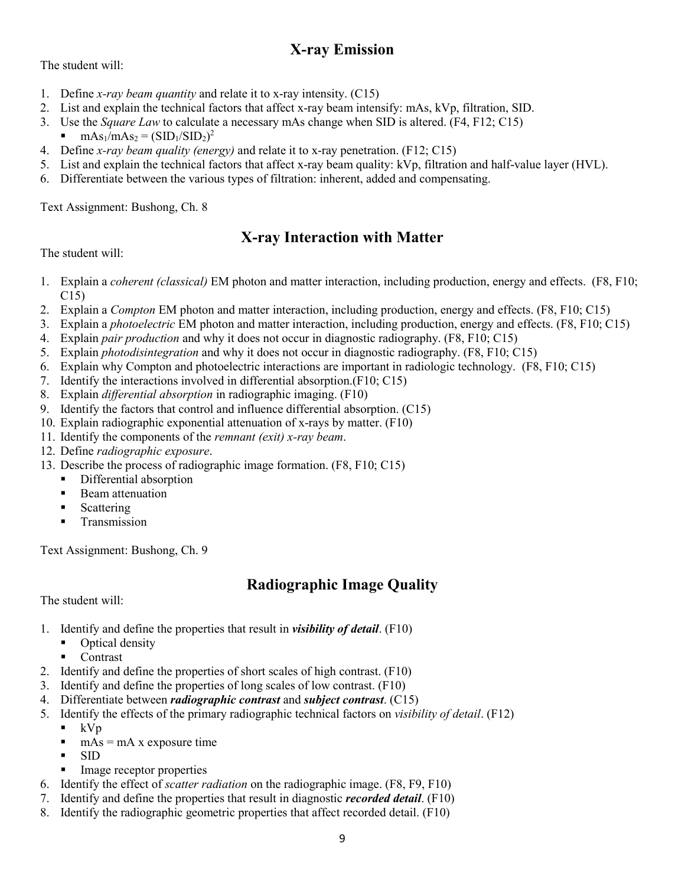## X-ray Emission

The student will:

1. Define *x-ray beam quantity* and relate it to x-ray intensity. (C15)
2. List and explain the technical factors that affect x-ray beam intensify: mAs, kVp, filtration, SID.
3. Use the *Square Law* to calculate a necessary mAs change when SID is altered. (F4, F12; C15)
   - $mAs_1/mAs_2 = (SID_1/SID_2)^2$
4. Define *x-ray beam quality (energy)* and relate it to x-ray penetration. (F12; C15)
5. List and explain the technical factors that affect x-ray beam quality: kVp, filtration and half-value layer (HVL).
6. Differentiate between the various types of filtration: inherent, added and compensating.

Text Assignment: Bushong, Ch. 8

## X-ray Interaction with Matter

The student will:

1. Explain a *coherent (classical)* EM photon and matter interaction, including production, energy and effects. (F8, F10; C15)
2. Explain a *Compton* EM photon and matter interaction, including production, energy and effects. (F8, F10; C15)
3. Explain a *photoelectric* EM photon and matter interaction, including production, energy and effects. (F8, F10; C15)
4. Explain *pair production* and why it does not occur in diagnostic radiography. (F8, F10; C15)
5. Explain *photodisintegration* and why it does not occur in diagnostic radiography. (F8, F10; C15)
6. Explain why Compton and photoelectric interactions are important in radiologic technology. (F8, F10; C15)
7. Identify the interactions involved in differential absorption.(F10; C15)
8. Explain *differential absorption* in radiographic imaging. (F10)
9. Identify the factors that control and influence differential absorption. (C15)
10. Explain radiographic exponential attenuation of x-rays by matter. (F10)
11. Identify the components of the *remnant (exit) x-ray beam*.
12. Define *radiographic exposure*.
13. Describe the process of radiographic image formation. (F8, F10; C15)
    - Differential absorption
    - Beam attenuation
    - Scattering
    - Transmission

Text Assignment: Bushong, Ch. 9

## Radiographic Image Quality

The student will:

1. Identify and define the properties that result in ***visibility of detail***. (F10)
   - Optical density
   - Contrast
2. Identify and define the properties of short scales of high contrast. (F10)
3. Identify and define the properties of long scales of low contrast. (F10)
4. Differentiate between ***radiographic contrast*** and ***subject contrast***. (C15)
5. Identify the effects of the primary radiographic technical factors on *visibility of detail*. (F12)
   - kVp
   - mAs = mA x exposure time
   - SID
   - Image receptor properties
6. Identify the effect of *scatter radiation* on the radiographic image. (F8, F9, F10)
7. Identify and define the properties that result in diagnostic ***recorded detail***. (F10)
8. Identify the radiographic geometric properties that affect recorded detail. (F10)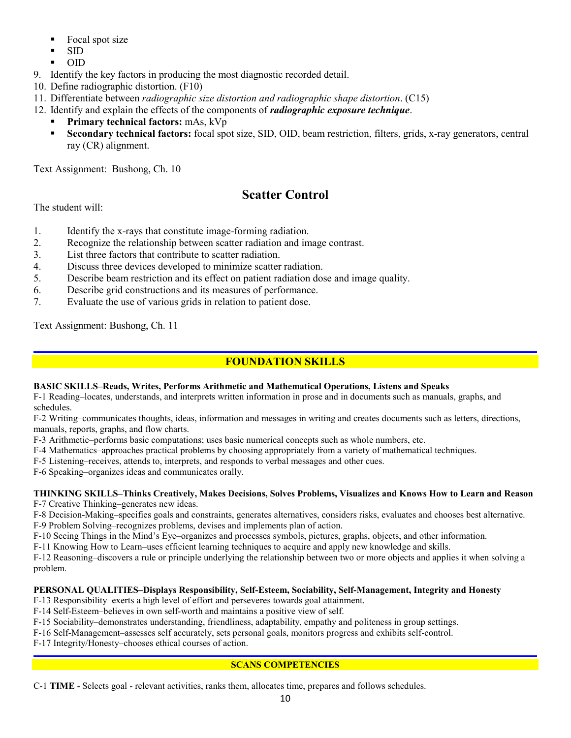- Focal spot size
- SID
- OID

9. Identify the key factors in producing the most diagnostic recorded detail.
10. Define radiographic distortion. (F10)
11. Differentiate between *radiographic size distortion and radiographic shape distortion*. (C15)
12. Identify and explain the effects of the components of ***radiographic exposure technique***.
    - **Primary technical factors:** mAs, kVp
    - **Secondary technical factors:** focal spot size, SID, OID, beam restriction, filters, grids, x-ray generators, central ray (CR) alignment.

Text Assignment: Bushong, Ch. 10

## Scatter Control

The student will:

1. Identify the x-rays that constitute image-forming radiation.
2. Recognize the relationship between scatter radiation and image contrast.
3. List three factors that contribute to scatter radiation.
4. Discuss three devices developed to minimize scatter radiation.
5. Describe beam restriction and its effect on patient radiation dose and image quality.
6. Describe grid constructions and its measures of performance.
7. Evaluate the use of various grids in relation to patient dose.

Text Assignment: Bushong, Ch. 11

## FOUNDATION SKILLS

**BASIC SKILLS–Reads, Writes, Performs Arithmetic and Mathematical Operations, Listens and Speaks**

F-1 Reading–locates, understands, and interprets written information in prose and in documents such as manuals, graphs, and schedules.
F-2 Writing–communicates thoughts, ideas, information and messages in writing and creates documents such as letters, directions, manuals, reports, graphs, and flow charts.
F-3 Arithmetic–performs basic computations; uses basic numerical concepts such as whole numbers, etc.
F-4 Mathematics–approaches practical problems by choosing appropriately from a variety of mathematical techniques.
F-5 Listening–receives, attends to, interprets, and responds to verbal messages and other cues.
F-6 Speaking–organizes ideas and communicates orally.

**THINKING SKILLS–Thinks Creatively, Makes Decisions, Solves Problems, Visualizes and Knows How to Learn and Reason**

F-7 Creative Thinking–generates new ideas.
F-8 Decision-Making–specifies goals and constraints, generates alternatives, considers risks, evaluates and chooses best alternative.
F-9 Problem Solving–recognizes problems, devises and implements plan of action.
F-10 Seeing Things in the Mind's Eye–organizes and processes symbols, pictures, graphs, objects, and other information.
F-11 Knowing How to Learn–uses efficient learning techniques to acquire and apply new knowledge and skills.
F-12 Reasoning–discovers a rule or principle underlying the relationship between two or more objects and applies it when solving a problem.

**PERSONAL QUALITIES–Displays Responsibility, Self-Esteem, Sociability, Self-Management, Integrity and Honesty**

F-13 Responsibility–exerts a high level of effort and perseveres towards goal attainment.
F-14 Self-Esteem–believes in own self-worth and maintains a positive view of self.
F-15 Sociability–demonstrates understanding, friendliness, adaptability, empathy and politeness in group settings.
F-16 Self-Management–assesses self accurately, sets personal goals, monitors progress and exhibits self-control.
F-17 Integrity/Honesty–chooses ethical courses of action.

## SCANS COMPETENCIES

C-1 **TIME** - Selects goal - relevant activities, ranks them, allocates time, prepares and follows schedules.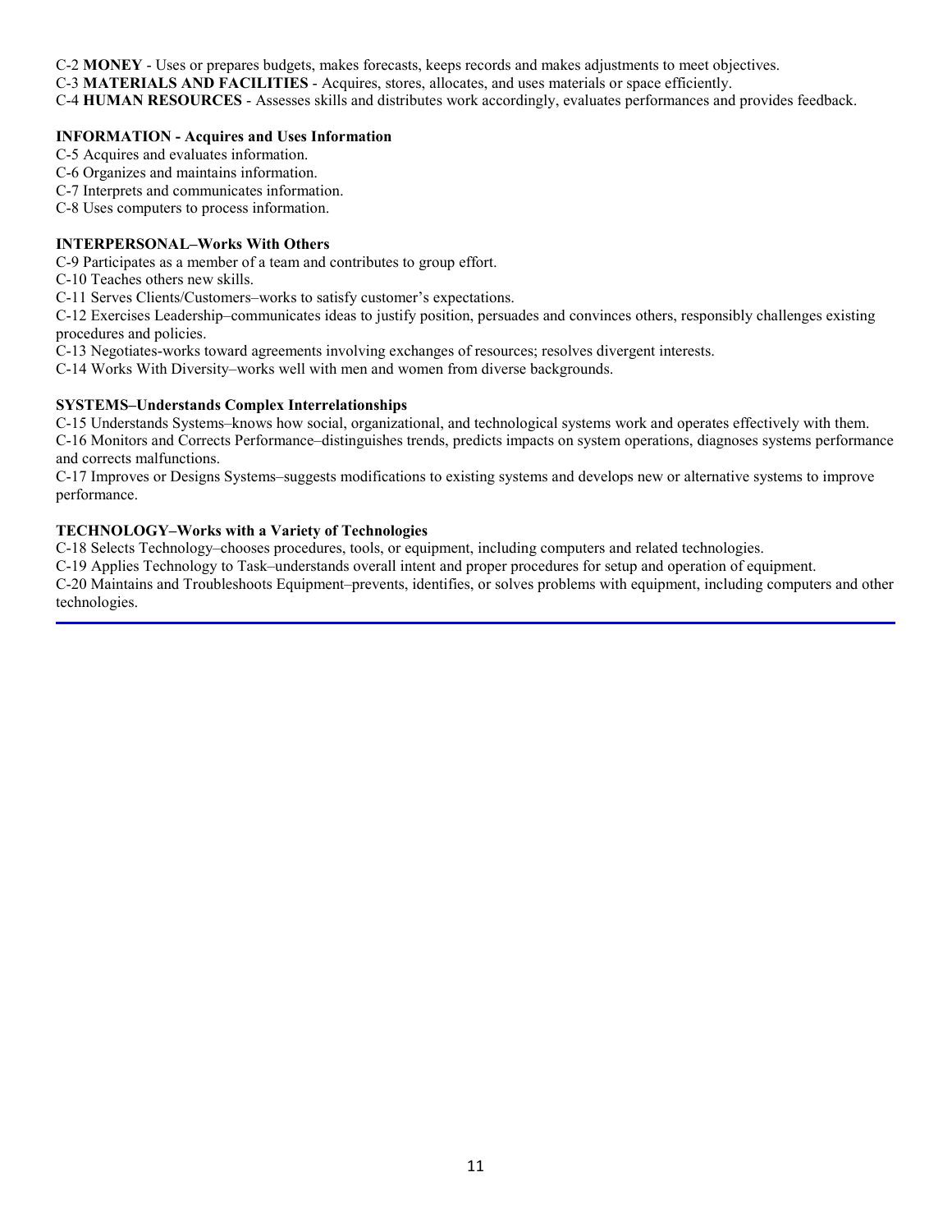C-2 **MONEY** - Uses or prepares budgets, makes forecasts, keeps records and makes adjustments to meet objectives.
C-3 **MATERIALS AND FACILITIES** - Acquires, stores, allocates, and uses materials or space efficiently.
C-4 **HUMAN RESOURCES** - Assesses skills and distributes work accordingly, evaluates performances and provides feedback.

**INFORMATION - Acquires and Uses Information**

C-5 Acquires and evaluates information.
C-6 Organizes and maintains information.
C-7 Interprets and communicates information.
C-8 Uses computers to process information.

**INTERPERSONAL–Works With Others**

C-9 Participates as a member of a team and contributes to group effort.
C-10 Teaches others new skills.
C-11 Serves Clients/Customers–works to satisfy customer's expectations.
C-12 Exercises Leadership–communicates ideas to justify position, persuades and convinces others, responsibly challenges existing procedures and policies.
C-13 Negotiates-works toward agreements involving exchanges of resources; resolves divergent interests.
C-14 Works With Diversity–works well with men and women from diverse backgrounds.

**SYSTEMS–Understands Complex Interrelationships**

C-15 Understands Systems–knows how social, organizational, and technological systems work and operates effectively with them.
C-16 Monitors and Corrects Performance–distinguishes trends, predicts impacts on system operations, diagnoses systems performance and corrects malfunctions.
C-17 Improves or Designs Systems–suggests modifications to existing systems and develops new or alternative systems to improve performance.

**TECHNOLOGY–Works with a Variety of Technologies**

C-18 Selects Technology–chooses procedures, tools, or equipment, including computers and related technologies.
C-19 Applies Technology to Task–understands overall intent and proper procedures for setup and operation of equipment.
C-20 Maintains and Troubleshoots Equipment–prevents, identifies, or solves problems with equipment, including computers and other technologies.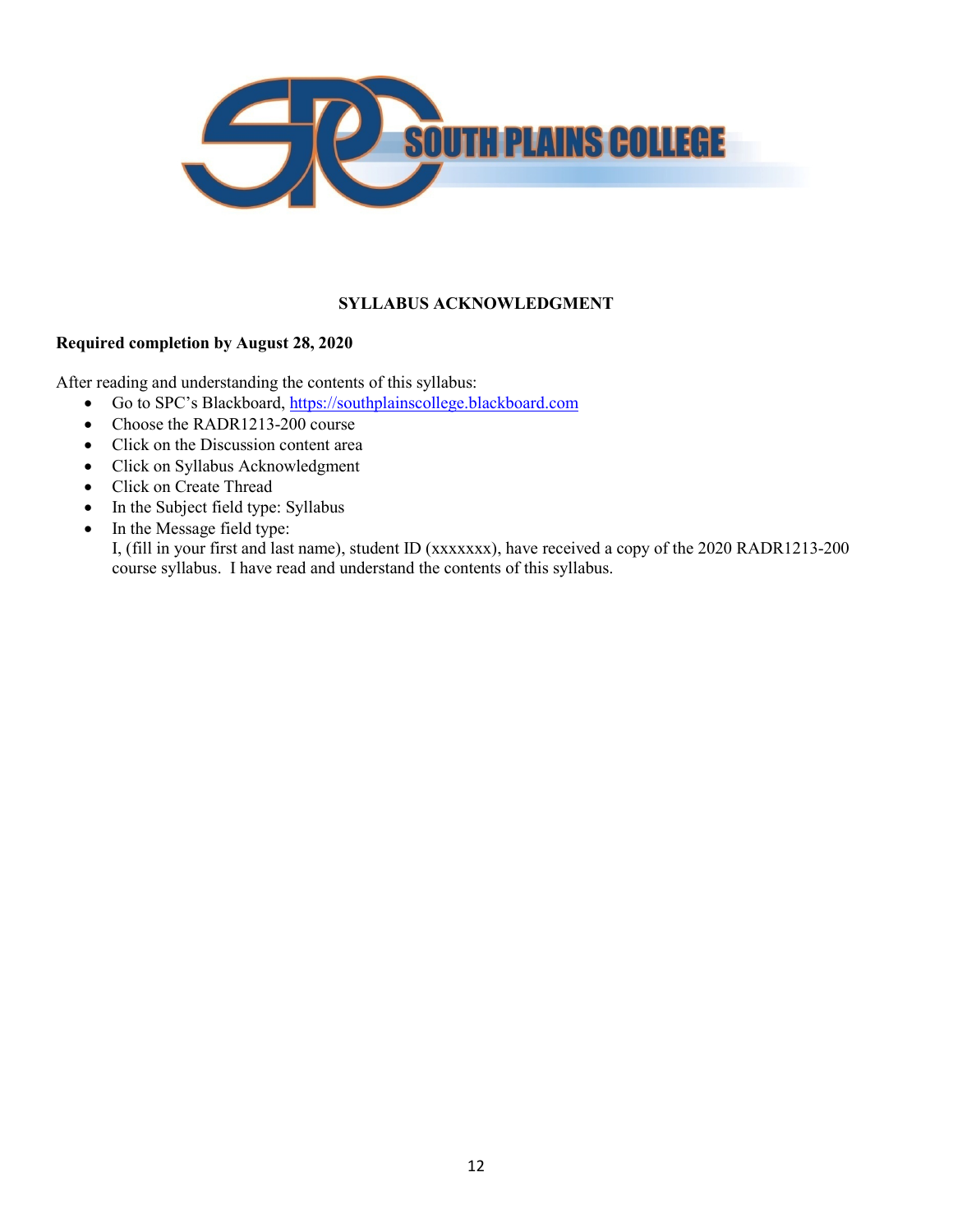# SYLLABUS ACKNOWLEDGMENT

**Required completion by August 28, 2020**

After reading and understanding the contents of this syllabus:

- Go to SPC's Blackboard, https://southplainscollege.blackboard.com
- Choose the RADR1213-200 course
- Click on the Discussion content area
- Click on Syllabus Acknowledgment
- Click on Create Thread
- In the Subject field type: Syllabus
- In the Message field type:
  I, (fill in your first and last name), student ID (xxxxxxx), have received a copy of the 2020 RADR1213-200 course syllabus. I have read and understand the contents of this syllabus.